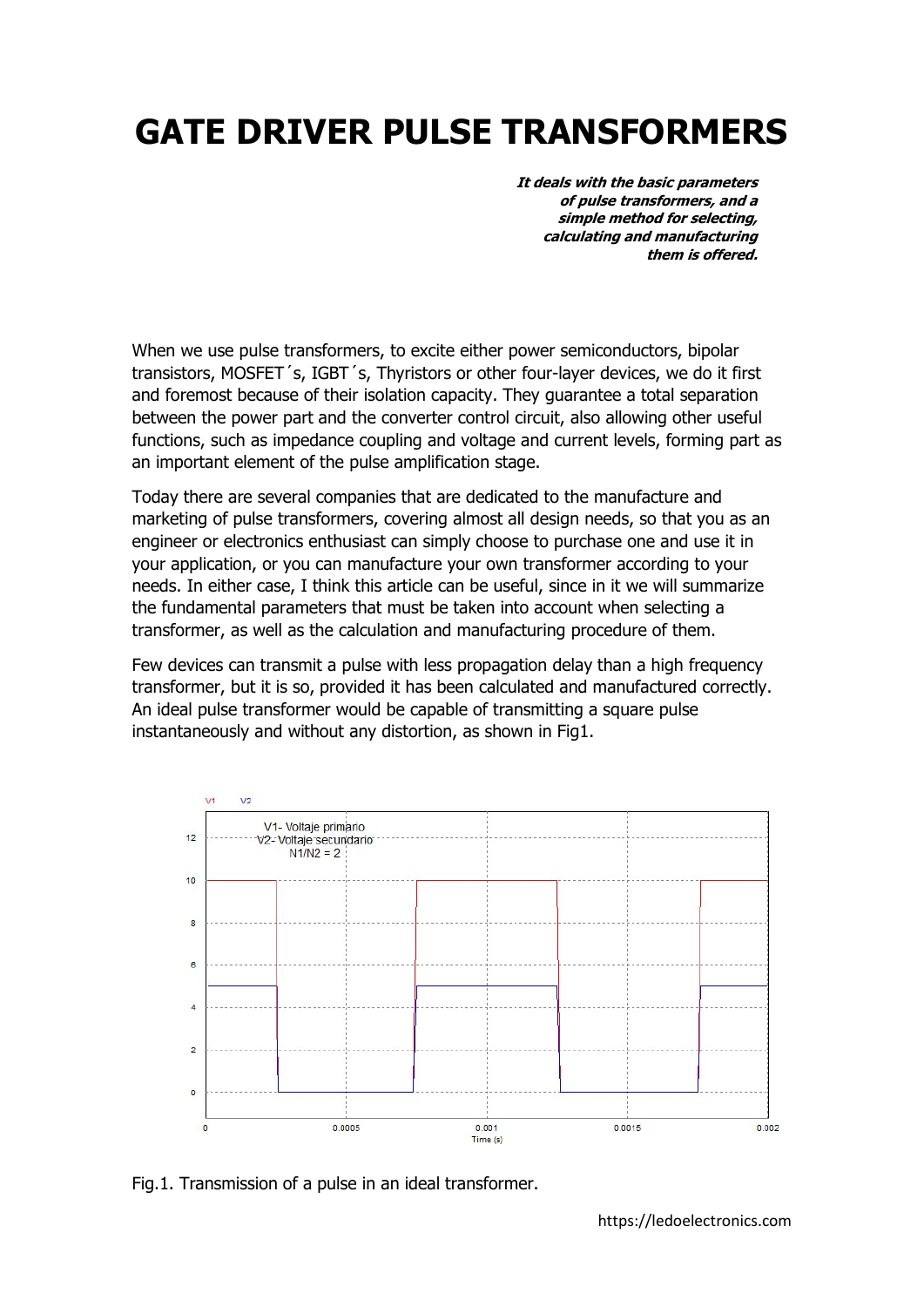# GATE DRIVER PULSE TRANSFORMERS

***It deals with the basic parameters of pulse transformers, and a simple method for selecting, calculating and manufacturing them is offered.***

When we use pulse transformers, to excite either power semiconductors, bipolar transistors, MOSFET´s, IGBT´s, Thyristors or other four-layer devices, we do it first and foremost because of their isolation capacity. They guarantee a total separation between the power part and the converter control circuit, also allowing other useful functions, such as impedance coupling and voltage and current levels, forming part as an important element of the pulse amplification stage.

Today there are several companies that are dedicated to the manufacture and marketing of pulse transformers, covering almost all design needs, so that you as an engineer or electronics enthusiast can simply choose to purchase one and use it in your application, or you can manufacture your own transformer according to your needs. In either case, I think this article can be useful, since in it we will summarize the fundamental parameters that must be taken into account when selecting a transformer, as well as the calculation and manufacturing procedure of them.

Few devices can transmit a pulse with less propagation delay than a high frequency transformer, but it is so, provided it has been calculated and manufactured correctly. An ideal pulse transformer would be capable of transmitting a square pulse instantaneously and without any distortion, as shown in Fig1.

Fig.1. Transmission of a pulse in an ideal transformer.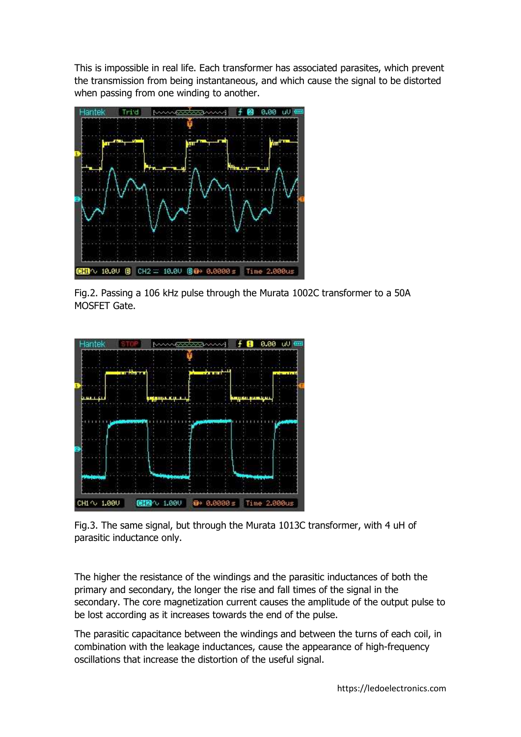This is impossible in real life. Each transformer has associated parasites, which prevent the transmission from being instantaneous, and which cause the signal to be distorted when passing from one winding to another.

Fig.2. Passing a 106 kHz pulse through the Murata 1002C transformer to a 50A MOSFET Gate.

Fig.3. The same signal, but through the Murata 1013C transformer, with 4 uH of parasitic inductance only.

The higher the resistance of the windings and the parasitic inductances of both the primary and secondary, the longer the rise and fall times of the signal in the secondary. The core magnetization current causes the amplitude of the output pulse to be lost according as it increases towards the end of the pulse.

The parasitic capacitance between the windings and between the turns of each coil, in combination with the leakage inductances, cause the appearance of high-frequency oscillations that increase the distortion of the useful signal.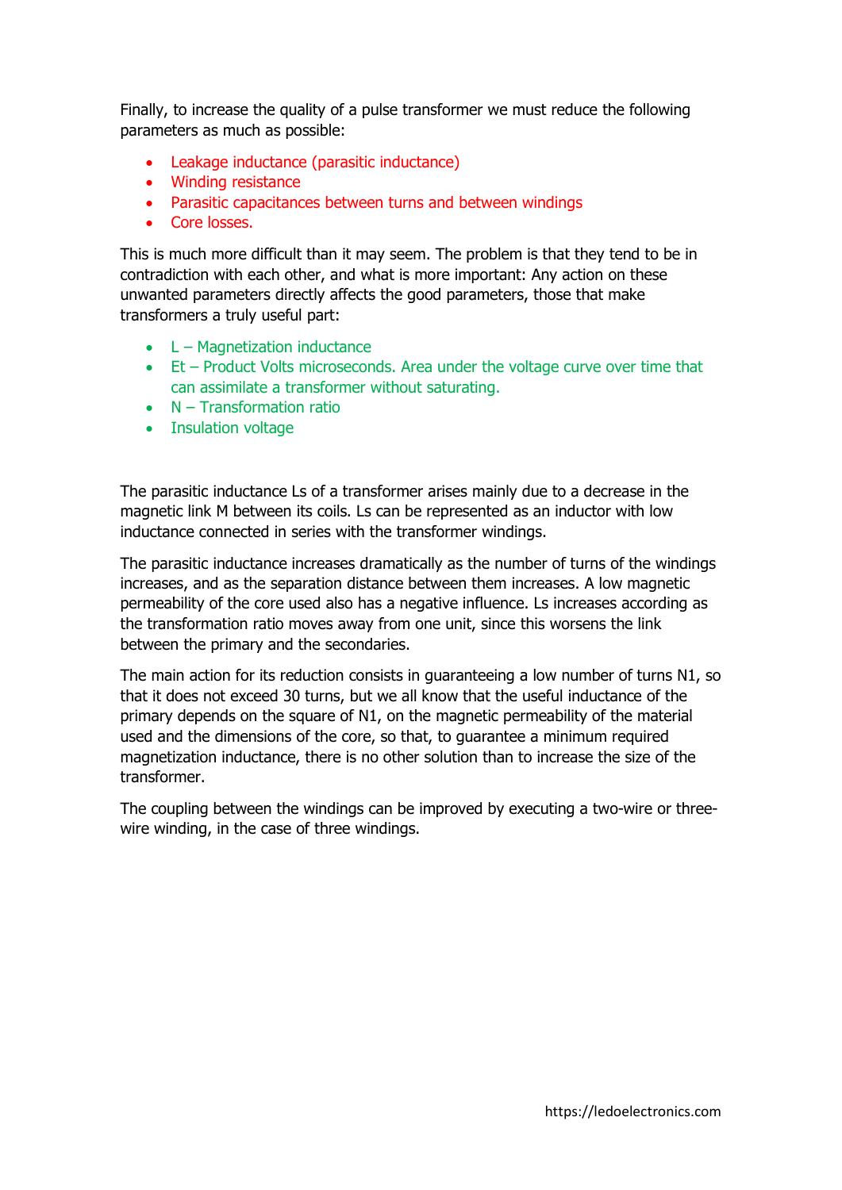Finally, to increase the quality of a pulse transformer we must reduce the following parameters as much as possible:

- Leakage inductance (parasitic inductance)
- Winding resistance
- Parasitic capacitances between turns and between windings
- Core losses.

This is much more difficult than it may seem. The problem is that they tend to be in contradiction with each other, and what is more important: Any action on these unwanted parameters directly affects the good parameters, those that make transformers a truly useful part:

- L – Magnetization inductance
- Et – Product Volts microseconds. Area under the voltage curve over time that can assimilate a transformer without saturating.
- N – Transformation ratio
- Insulation voltage

The parasitic inductance Ls of a transformer arises mainly due to a decrease in the magnetic link M between its coils. Ls can be represented as an inductor with low inductance connected in series with the transformer windings.

The parasitic inductance increases dramatically as the number of turns of the windings increases, and as the separation distance between them increases. A low magnetic permeability of the core used also has a negative influence. Ls increases according as the transformation ratio moves away from one unit, since this worsens the link between the primary and the secondaries.

The main action for its reduction consists in guaranteeing a low number of turns N1, so that it does not exceed 30 turns, but we all know that the useful inductance of the primary depends on the square of N1, on the magnetic permeability of the material used and the dimensions of the core, so that, to guarantee a minimum required magnetization inductance, there is no other solution than to increase the size of the transformer.

The coupling between the windings can be improved by executing a two-wire or three-wire winding, in the case of three windings.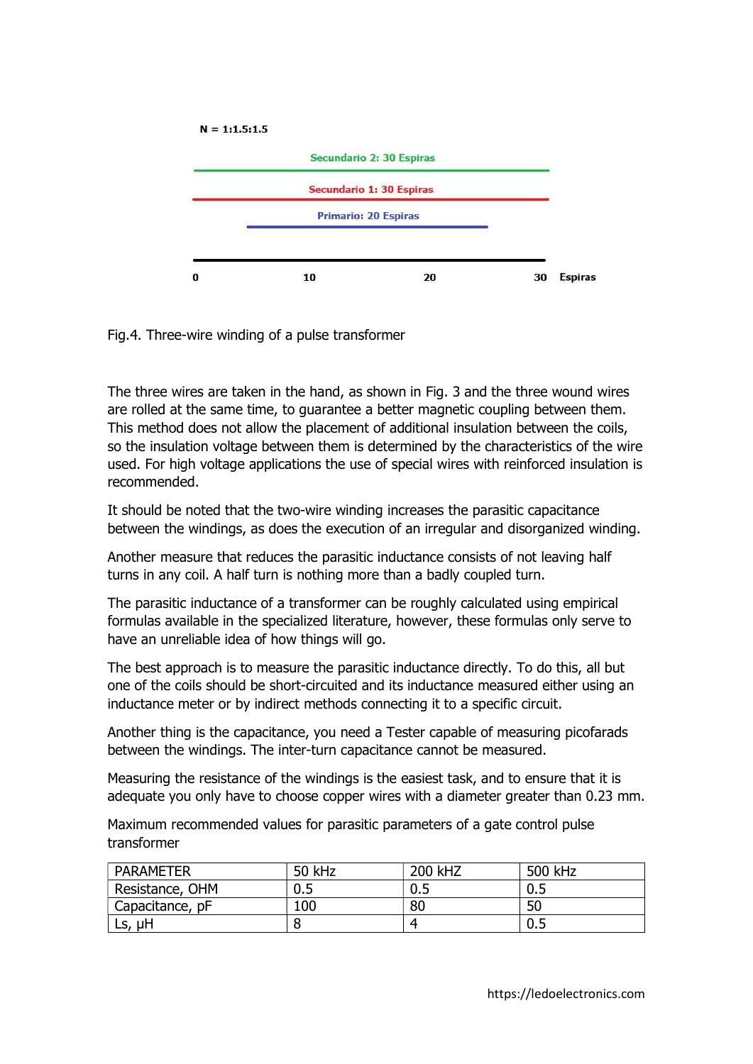N = 1:1.5:1.5

Secundario 2: 30 Espiras

Secundario 1: 30 Espiras

Primario: 20 Espiras

0 10 20 30 Espiras

Fig.4. Three-wire winding of a pulse transformer

The three wires are taken in the hand, as shown in Fig. 3 and the three wound wires are rolled at the same time, to guarantee a better magnetic coupling between them. This method does not allow the placement of additional insulation between the coils, so the insulation voltage between them is determined by the characteristics of the wire used. For high voltage applications the use of special wires with reinforced insulation is recommended.

It should be noted that the two-wire winding increases the parasitic capacitance between the windings, as does the execution of an irregular and disorganized winding.

Another measure that reduces the parasitic inductance consists of not leaving half turns in any coil. A half turn is nothing more than a badly coupled turn.

The parasitic inductance of a transformer can be roughly calculated using empirical formulas available in the specialized literature, however, these formulas only serve to have an unreliable idea of how things will go.

The best approach is to measure the parasitic inductance directly. To do this, all but one of the coils should be short-circuited and its inductance measured either using an inductance meter or by indirect methods connecting it to a specific circuit.

Another thing is the capacitance, you need a Tester capable of measuring picofarads between the windings. The inter-turn capacitance cannot be measured.

Measuring the resistance of the windings is the easiest task, and to ensure that it is adequate you only have to choose copper wires with a diameter greater than 0.23 mm.

Maximum recommended values for parasitic parameters of a gate control pulse transformer

| PARAMETER | 50 kHz | 200 kHZ | 500 kHz |
| --- | --- | --- | --- |
| Resistance, OHM | 0.5 | 0.5 | 0.5 |
| Capacitance, pF | 100 | 80 | 50 |
| Ls, μH | 8 | 4 | 0.5 |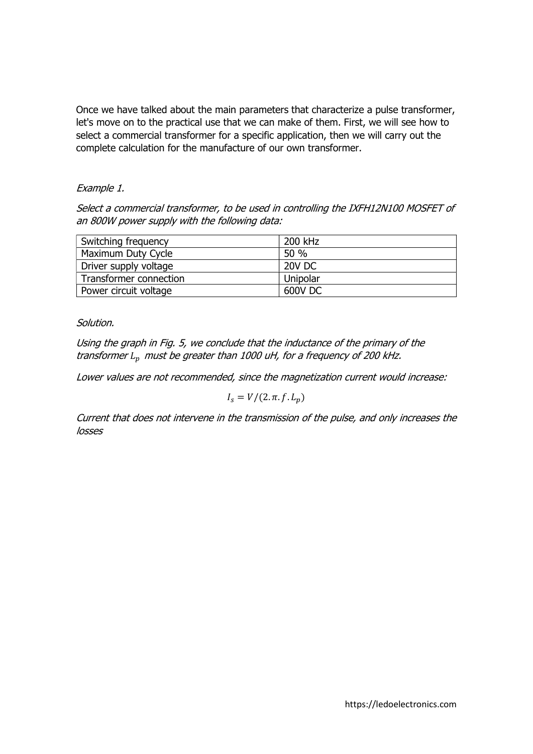Once we have talked about the main parameters that characterize a pulse transformer, let's move on to the practical use that we can make of them. First, we will see how to select a commercial transformer for a specific application, then we will carry out the complete calculation for the manufacture of our own transformer.

*Example 1.*

*Select a commercial transformer, to be used in controlling the IXFH12N100 MOSFET of an 800W power supply with the following data:*

| Switching frequency | 200 kHz |
|---|---|
| Maximum Duty Cycle | 50 % |
| Driver supply voltage | 20V DC |
| Transformer connection | Unipolar |
| Power circuit voltage | 600V DC |

*Solution.*

*Using the graph in Fig. 5, we conclude that the inductance of the primary of the transformer $L_p$ must be greater than 1000 uH, for a frequency of 200 kHz.*

*Lower values are not recommended, since the magnetization current would increase:*

$$I_s = V/(2.\pi.f.L_p)$$

*Current that does not intervene in the transmission of the pulse, and only increases the losses*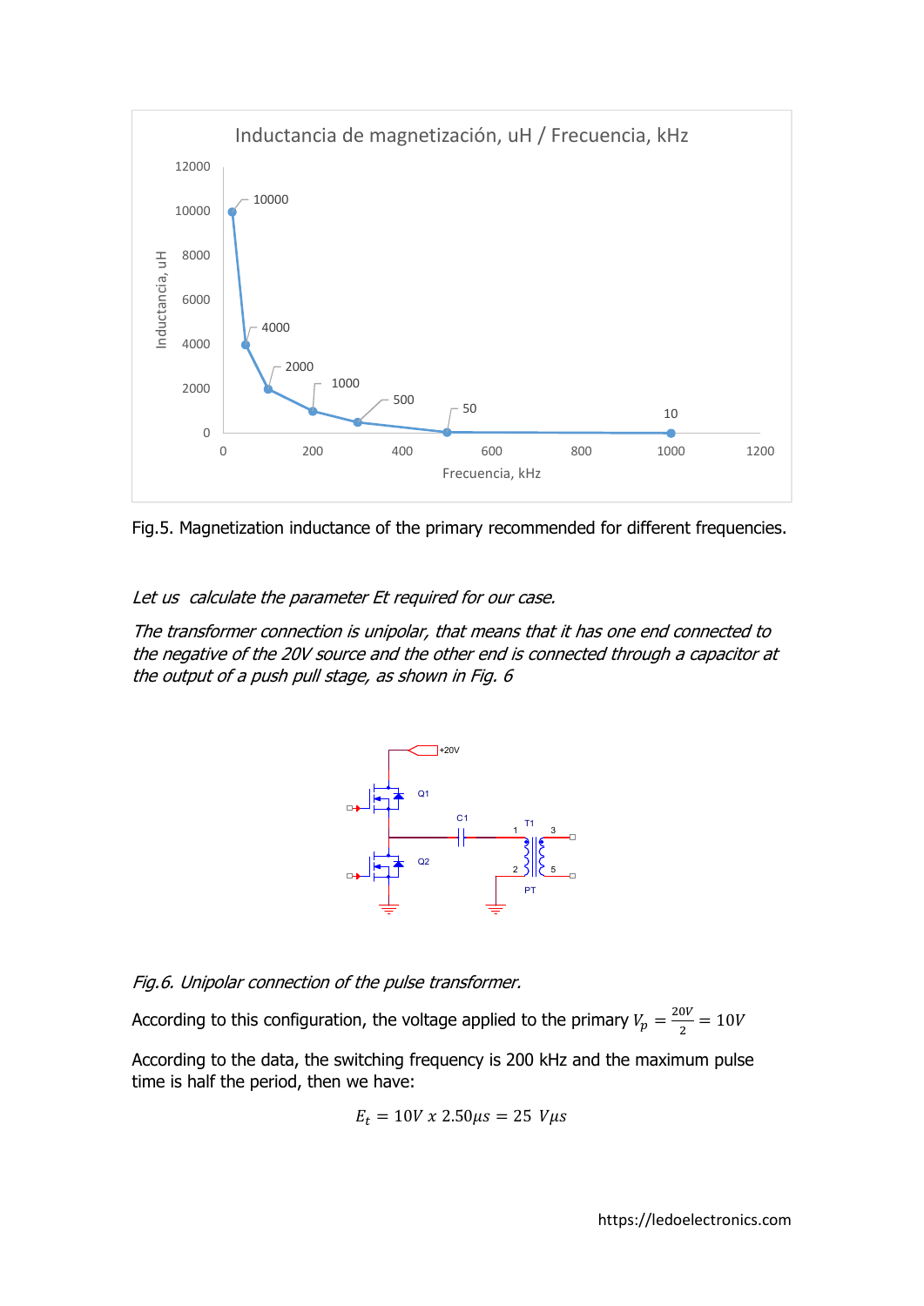Fig.5. Magnetization inductance of the primary recommended for different frequencies.

*Let us calculate the parameter Et required for our case.*

*The transformer connection is unipolar, that means that it has one end connected to the negative of the 20V source and the other end is connected through a capacitor at the output of a push pull stage, as shown in Fig. 6*

*Fig.6. Unipolar connection of the pulse transformer.*

According to this configuration, the voltage applied to the primary $V_p = \frac{20V}{2} = 10V$

According to the data, the switching frequency is 200 kHz and the maximum pulse time is half the period, then we have:

$$E_t = 10V \; x \; 2.50\mu s = 25 \; V\mu s$$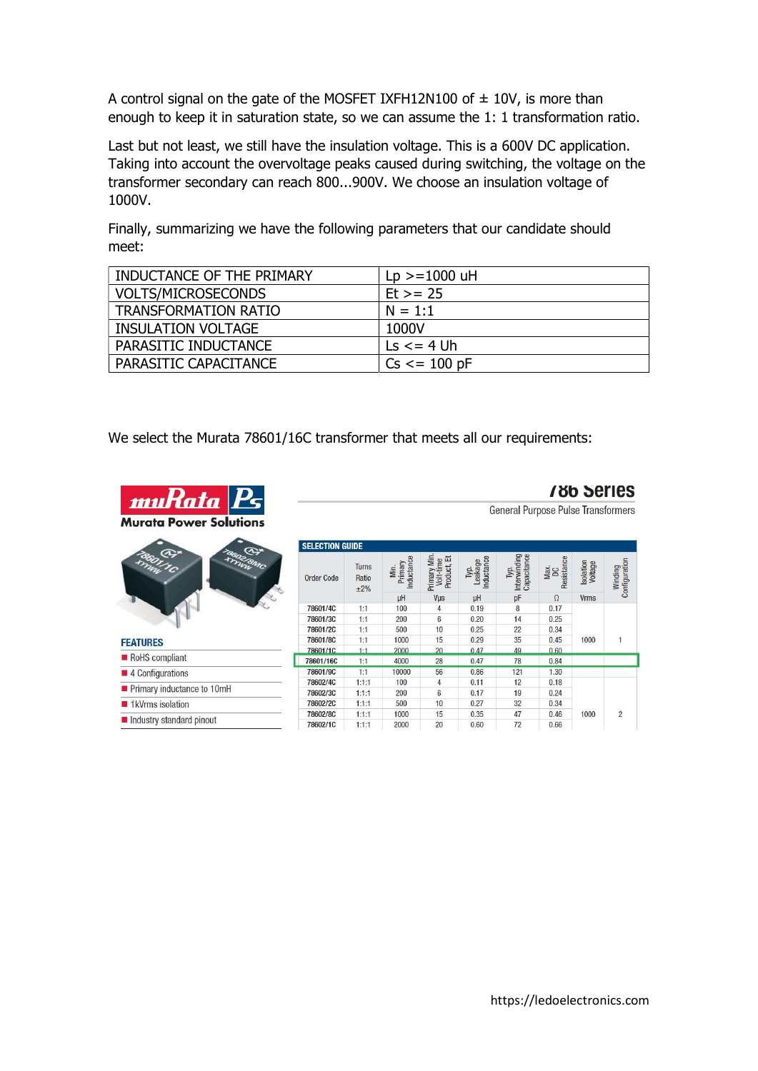A control signal on the gate of the MOSFET IXFH12N100 of ± 10V, is more than enough to keep it in saturation state, so we can assume the 1: 1 transformation ratio.

Last but not least, we still have the insulation voltage. This is a 600V DC application. Taking into account the overvoltage peaks caused during switching, the voltage on the transformer secondary can reach 800...900V. We choose an insulation voltage of 1000V.

Finally, summarizing we have the following parameters that our candidate should meet:

| INDUCTANCE OF THE PRIMARY | Lp >=1000 uH |
|---|---|
| VOLTS/MICROSECONDS | Et >= 25 |
| TRANSFORMATION RATIO | N = 1:1 |
| INSULATION VOLTAGE | 1000V |
| PARASITIC INDUCTANCE | Ls <= 4 Uh |
| PARASITIC CAPACITANCE | Cs <= 100 pF |

We select the Murata 78601/16C transformer that meets all our requirements:

muRata Ps
Murata Power Solutions

**786 Series**
General Purpose Pulse Transformers

**FEATURES**

- RoHS compliant
- 4 Configurations
- Primary inductance to 10mH
- 1kVrms isolation
- Industry standard pinout

**SELECTION GUIDE**

| Order Code | Turns Ratio ±2% | Min. Primary Inductance | Primary Min. Volt-time Product, Et | Typ. Leakage Inductance | Typ. Interwinding Capacitance | Max. DC Resistance | Isolation Voltage | Winding Configuration |
|---|---|---|---|---|---|---|---|---|
| | | µH | Vµs | µH | pF | Ω | Vrms | |
| 78601/4C | 1:1 | 100 | 4 | 0.19 | 8 | 0.17 | 1000 | 1 |
| 78601/3C | 1:1 | 200 | 6 | 0.20 | 14 | 0.25 | | |
| 78601/2C | 1:1 | 500 | 10 | 0.25 | 22 | 0.34 | | |
| 78601/8C | 1:1 | 1000 | 15 | 0.29 | 35 | 0.45 | | |
| 78601/1C | 1:1 | 2000 | 20 | 0.47 | 49 | 0.60 | | |
| 78601/16C | 1:1 | 4000 | 28 | 0.47 | 78 | 0.84 | | |
| 78601/9C | 1:1 | 10000 | 56 | 0.86 | 121 | 1.30 | | |
| 78602/4C | 1:1:1 | 100 | 4 | 0.11 | 12 | 0.18 | 1000 | 2 |
| 78602/3C | 1:1:1 | 200 | 6 | 0.17 | 19 | 0.24 | | |
| 78602/2C | 1:1:1 | 500 | 10 | 0.27 | 32 | 0.34 | | |
| 78602/8C | 1:1:1 | 1000 | 15 | 0.35 | 47 | 0.46 | | |
| 78602/1C | 1:1:1 | 2000 | 20 | 0.60 | 72 | 0.66 | | |

https://ledoelectronics.com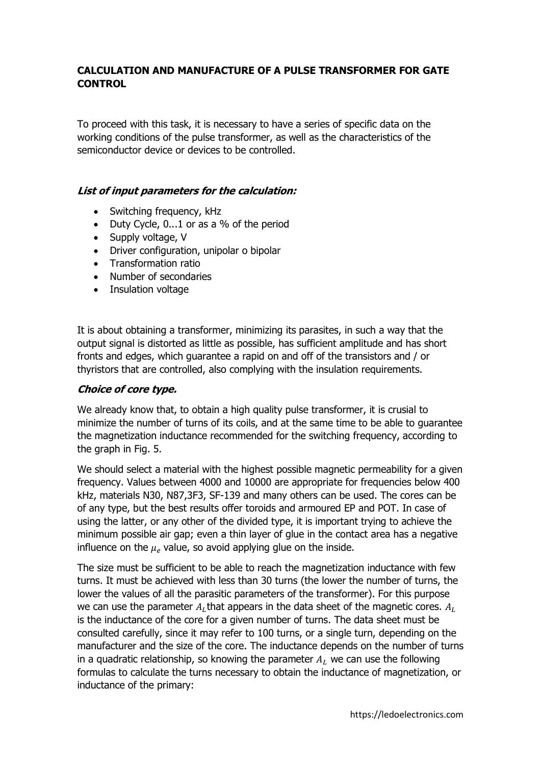**CALCULATION AND MANUFACTURE OF A PULSE TRANSFORMER FOR GATE CONTROL**

To proceed with this task, it is necessary to have a series of specific data on the working conditions of the pulse transformer, as well as the characteristics of the semiconductor device or devices to be controlled.

***List of input parameters for the calculation:***

- Switching frequency, kHz
- Duty Cycle, 0...1 or as a % of the period
- Supply voltage, V
- Driver configuration, unipolar o bipolar
- Transformation ratio
- Number of secondaries
- Insulation voltage

It is about obtaining a transformer, minimizing its parasites, in such a way that the output signal is distorted as little as possible, has sufficient amplitude and has short fronts and edges, which guarantee a rapid on and off of the transistors and / or thyristors that are controlled, also complying with the insulation requirements.

***Choice of core type.***

We already know that, to obtain a high quality pulse transformer, it is crusial to minimize the number of turns of its coils, and at the same time to be able to guarantee the magnetization inductance recommended for the switching frequency, according to the graph in Fig. 5.

We should select a material with the highest possible magnetic permeability for a given frequency. Values between 4000 and 10000 are appropriate for frequencies below 400 kHz, materials N30, N87,3F3, SF-139 and many others can be used. The cores can be of any type, but the best results offer toroids and armoured EP and POT. In case of using the latter, or any other of the divided type, it is important trying to achieve the minimum possible air gap; even a thin layer of glue in the contact area has a negative influence on the $\mu_e$ value, so avoid applying glue on the inside.

The size must be sufficient to be able to reach the magnetization inductance with few turns. It must be achieved with less than 30 turns (the lower the number of turns, the lower the values of all the parasitic parameters of the transformer). For this purpose we can use the parameter $A_L$ that appears in the data sheet of the magnetic cores. $A_L$ is the inductance of the core for a given number of turns. The data sheet must be consulted carefully, since it may refer to 100 turns, or a single turn, depending on the manufacturer and the size of the core. The inductance depends on the number of turns in a quadratic relationship, so knowing the parameter $A_L$ we can use the following formulas to calculate the turns necessary to obtain the inductance of magnetization, or inductance of the primary: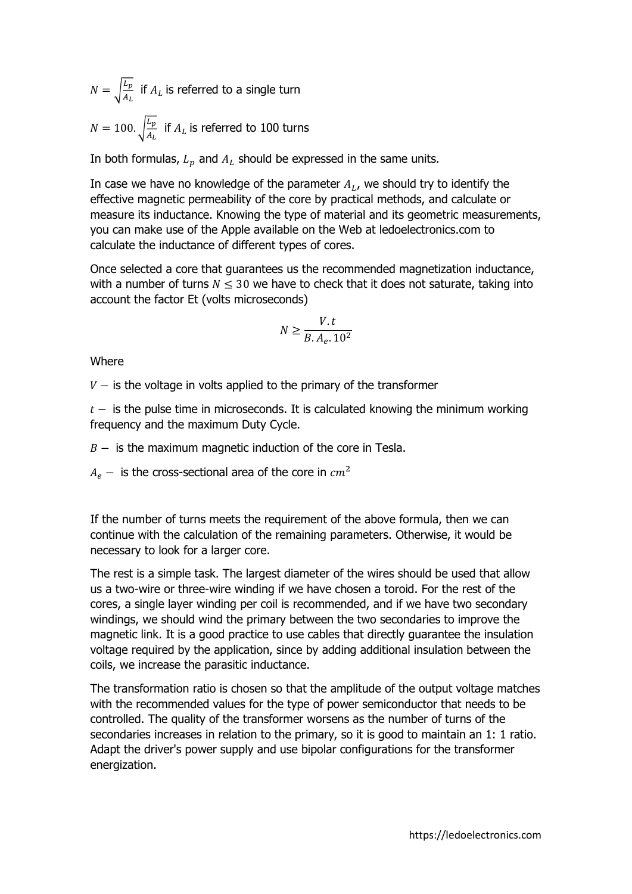$N = \sqrt{\frac{L_p}{A_L}}$ if $A_L$ is referred to a single turn

$N = 100.\sqrt{\frac{L_p}{A_L}}$ if $A_L$ is referred to 100 turns

In both formulas, $L_p$ and $A_L$ should be expressed in the same units.

In case we have no knowledge of the parameter $A_L$, we should try to identify the effective magnetic permeability of the core by practical methods, and calculate or measure its inductance. Knowing the type of material and its geometric measurements, you can make use of the Apple available on the Web at ledoelectronics.com to calculate the inductance of different types of cores.

Once selected a core that guarantees us the recommended magnetization inductance, with a number of turns $N \leq 30$ we have to check that it does not saturate, taking into account the factor Et (volts microseconds)

$$N \geq \frac{V.t}{B.A_e.10^2}$$

Where

$V -$ is the voltage in volts applied to the primary of the transformer

$t -$ is the pulse time in microseconds. It is calculated knowing the minimum working frequency and the maximum Duty Cycle.

$B -$ is the maximum magnetic induction of the core in Tesla.

$A_e -$ is the cross-sectional area of the core in $cm^2$

If the number of turns meets the requirement of the above formula, then we can continue with the calculation of the remaining parameters. Otherwise, it would be necessary to look for a larger core.

The rest is a simple task. The largest diameter of the wires should be used that allow us a two-wire or three-wire winding if we have chosen a toroid. For the rest of the cores, a single layer winding per coil is recommended, and if we have two secondary windings, we should wind the primary between the two secondaries to improve the magnetic link. It is a good practice to use cables that directly guarantee the insulation voltage required by the application, since by adding additional insulation between the coils, we increase the parasitic inductance.

The transformation ratio is chosen so that the amplitude of the output voltage matches with the recommended values for the type of power semiconductor that needs to be controlled. The quality of the transformer worsens as the number of turns of the secondaries increases in relation to the primary, so it is good to maintain an 1: 1 ratio. Adapt the driver's power supply and use bipolar configurations for the transformer energization.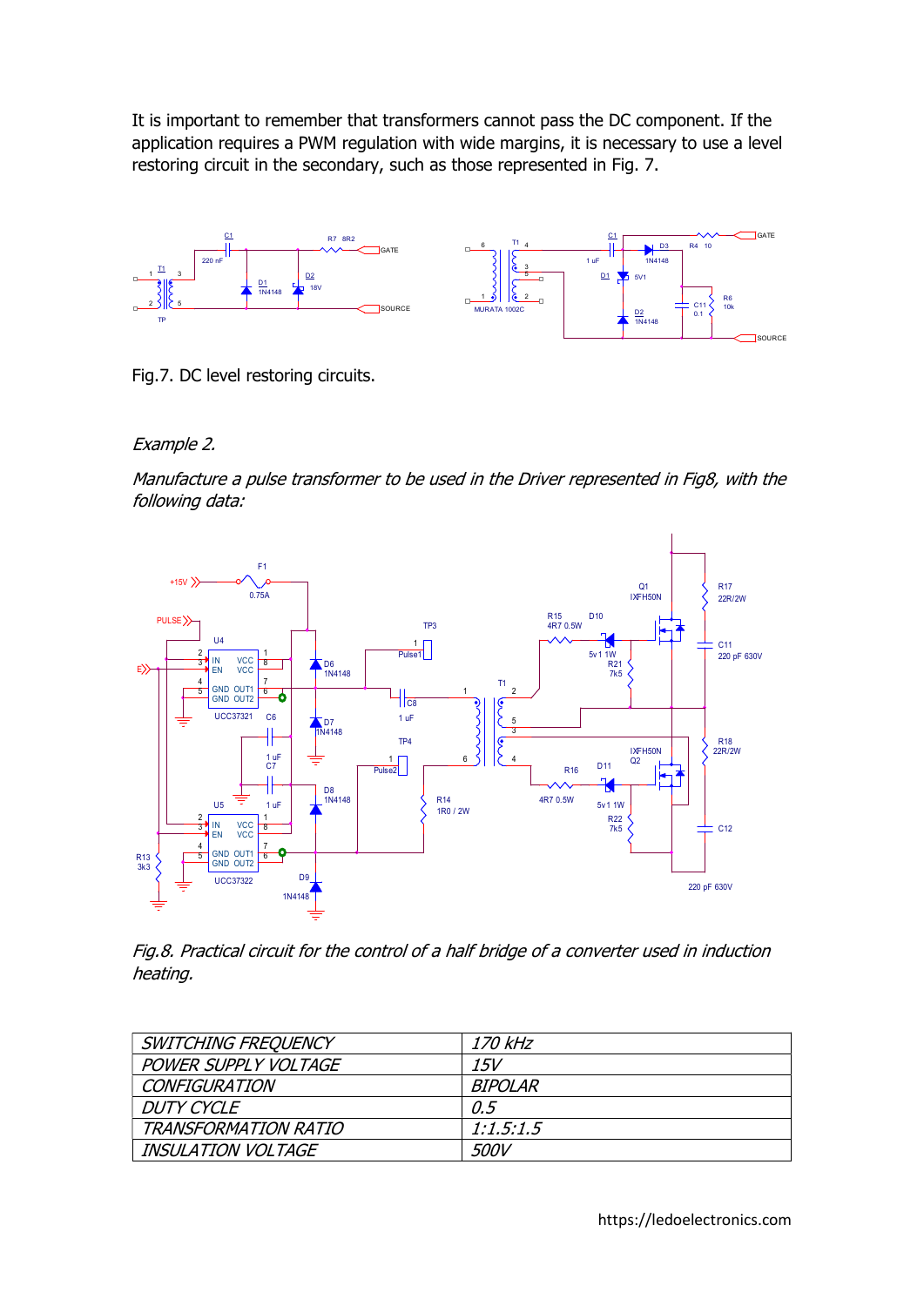It is important to remember that transformers cannot pass the DC component. If the application requires a PWM regulation with wide margins, it is necessary to use a level restoring circuit in the secondary, such as those represented in Fig. 7.

Fig.7. DC level restoring circuits.

*Example 2.*

*Manufacture a pulse transformer to be used in the Driver represented in Fig8, with the following data:*

*Fig.8. Practical circuit for the control of a half bridge of a converter used in induction heating.*

| | |
|---|---|
| *SWITCHING FREQUENCY* | *170 kHz* |
| *POWER SUPPLY VOLTAGE* | *15V* |
| *CONFIGURATION* | *BIPOLAR* |
| *DUTY CYCLE* | *0.5* |
| *TRANSFORMATION RATIO* | *1:1.5:1.5* |
| *INSULATION VOLTAGE* | *500V* |

https://ledoelectronics.com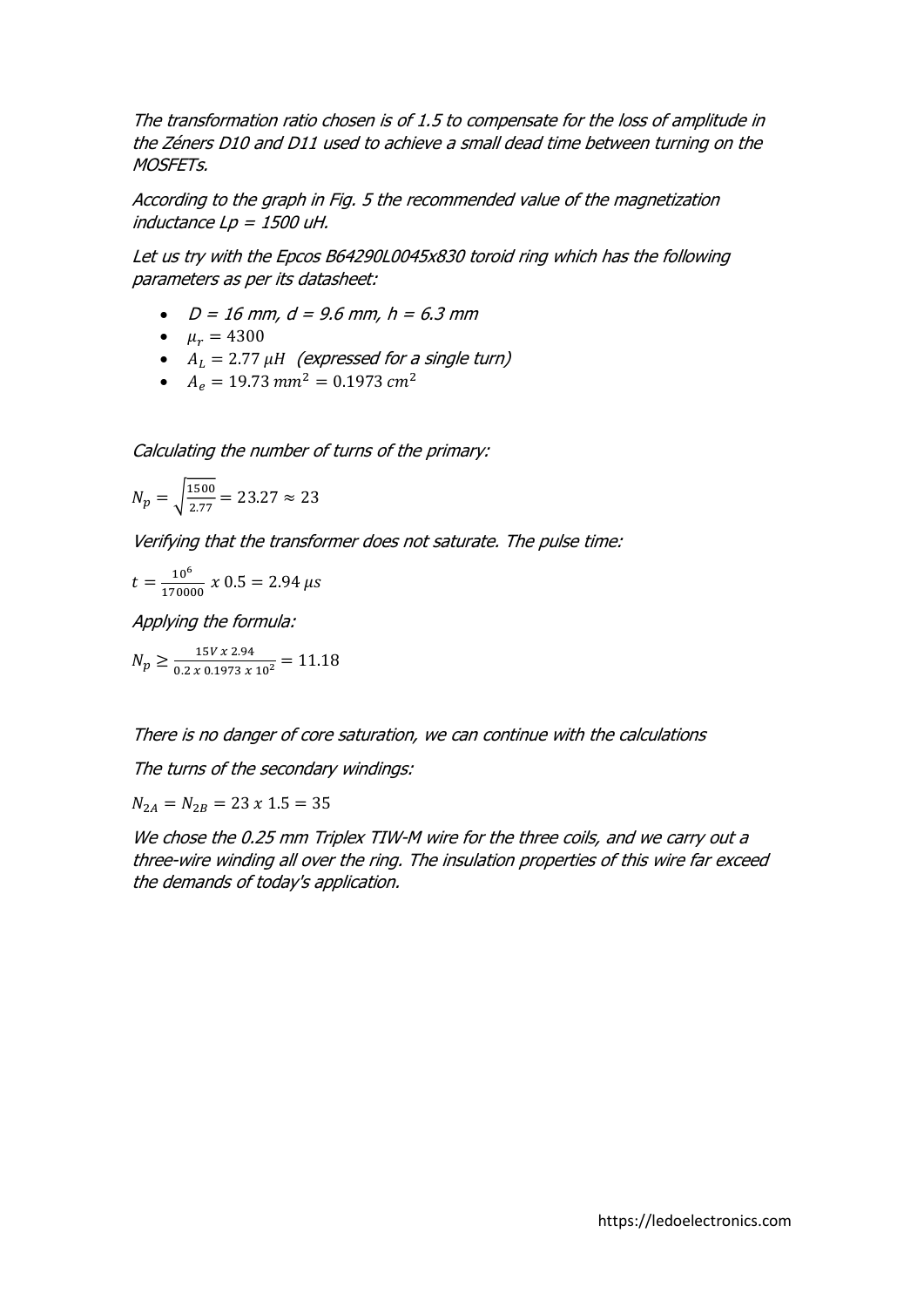*The transformation ratio chosen is of 1.5 to compensate for the loss of amplitude in the Zéners D10 and D11 used to achieve a small dead time between turning on the MOSFETs.*

*According to the graph in Fig. 5 the recommended value of the magnetization inductance Lp = 1500 uH.*

*Let us try with the Epcos B64290L0045x830 toroid ring which has the following parameters as per its datasheet:*

- *D = 16 mm, d = 9.6 mm, h = 6.3 mm*
- $\mu_r = 4300$
- $A_L = 2.77\ \mu H$ *(expressed for a single turn)*
- $A_e = 19.73\ mm^2 = 0.1973\ cm^2$

*Calculating the number of turns of the primary:*

$$N_p = \sqrt{\frac{1500}{2.77}} = 23.27 \approx 23$$

*Verifying that the transformer does not saturate. The pulse time:*

$$t = \frac{10^6}{170000}\ x\ 0.5 = 2.94\ \mu s$$

*Applying the formula:*

$$N_p \geq \frac{15V\ x\ 2.94}{0.2\ x\ 0.1973\ x\ 10^2} = 11.18$$

*There is no danger of core saturation, we can continue with the calculations*

*The turns of the secondary windings:*

$$N_{2A} = N_{2B} = 23\ x\ 1.5 = 35$$

*We chose the 0.25 mm Triplex TIW-M wire for the three coils, and we carry out a three-wire winding all over the ring. The insulation properties of this wire far exceed the demands of today's application.*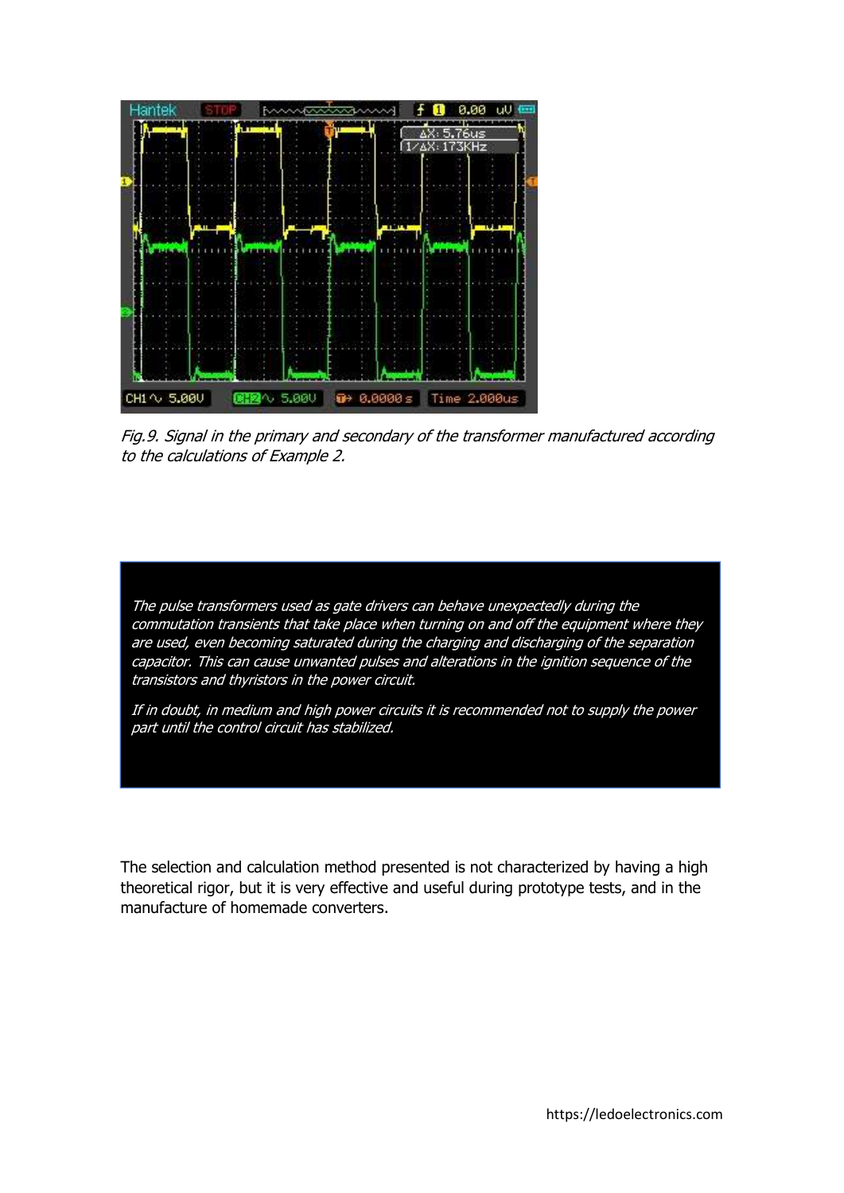Hantek STOP

ΔX: 5.76us
1/ΔX: 173KHz

CH1 ∿ 5.00V CH2 ∿ 5.00V 0.0000 s Time 2.000us

*Fig.9. Signal in the primary and secondary of the transformer manufactured according to the calculations of Example 2.*

*The pulse transformers used as gate drivers can behave unexpectedly during the commutation transients that take place when turning on and off the equipment where they are used, even becoming saturated during the charging and discharging of the separation capacitor. This can cause unwanted pulses and alterations in the ignition sequence of the transistors and thyristors in the power circuit.*

*If in doubt, in medium and high power circuits it is recommended not to supply the power part until the control circuit has stabilized.*

The selection and calculation method presented is not characterized by having a high theoretical rigor, but it is very effective and useful during prototype tests, and in the manufacture of homemade converters.